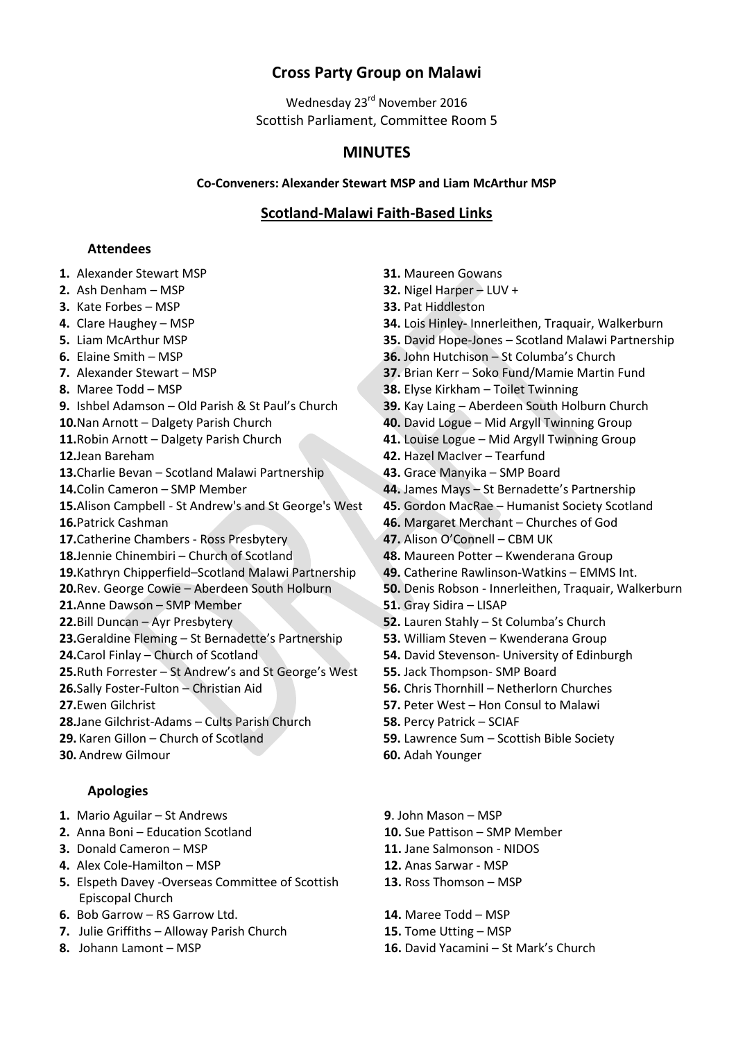# Cross Party Group on Malawi

Wednesday 23rd November 2016
Scottish Parliament, Committee Room 5

## MINUTES

**Co-Conveners: Alexander Stewart MSP and Liam McArthur MSP**

## Scotland-Malawi Faith-Based Links

### Attendees

1. Alexander Stewart MSP
2. Ash Denham – MSP
3. Kate Forbes – MSP
4. Clare Haughey – MSP
5. Liam McArthur MSP
6. Elaine Smith – MSP
7. Alexander Stewart – MSP
8. Maree Todd – MSP
9. Ishbel Adamson – Old Parish & St Paul's Church
10. Nan Arnott – Dalgety Parish Church
11. Robin Arnott – Dalgety Parish Church
12. Jean Bareham
13. Charlie Bevan – Scotland Malawi Partnership
14. Colin Cameron – SMP Member
15. Alison Campbell - St Andrew's and St George's West
16. Patrick Cashman
17. Catherine Chambers - Ross Presbytery
18. Jennie Chinembiri – Church of Scotland
19. Kathryn Chipperfield–Scotland Malawi Partnership
20. Rev. George Cowie – Aberdeen South Holburn
21. Anne Dawson – SMP Member
22. Bill Duncan – Ayr Presbytery
23. Geraldine Fleming – St Bernadette's Partnership
24. Carol Finlay – Church of Scotland
25. Ruth Forrester – St Andrew's and St George's West
26. Sally Foster-Fulton – Christian Aid
27. Ewen Gilchrist
28. Jane Gilchrist-Adams – Cults Parish Church
29. Karen Gillon – Church of Scotland
30. Andrew Gilmour
31. Maureen Gowans
32. Nigel Harper – LUV +
33. Pat Hiddleston
34. Lois Hinley- Innerleithen, Traquair, Walkerburn
35. David Hope-Jones – Scotland Malawi Partnership
36. John Hutchison – St Columba's Church
37. Brian Kerr – Soko Fund/Mamie Martin Fund
38. Elyse Kirkham – Toilet Twinning
39. Kay Laing – Aberdeen South Holburn Church
40. David Logue – Mid Argyll Twinning Group
41. Louise Logue – Mid Argyll Twinning Group
42. Hazel MacIver – Tearfund
43. Grace Manyika – SMP Board
44. James Mays – St Bernadette's Partnership
45. Gordon MacRae – Humanist Society Scotland
46. Margaret Merchant – Churches of God
47. Alison O'Connell – CBM UK
48. Maureen Potter – Kwenderana Group
49. Catherine Rawlinson-Watkins – EMMS Int.
50. Denis Robson - Innerleithen, Traquair, Walkerburn
51. Gray Sidira – LISAP
52. Lauren Stahly – St Columba's Church
53. William Steven – Kwenderana Group
54. David Stevenson- University of Edinburgh
55. Jack Thompson- SMP Board
56. Chris Thornhill – Netherlorn Churches
57. Peter West – Hon Consul to Malawi
58. Percy Patrick – SCIAF
59. Lawrence Sum – Scottish Bible Society
60. Adah Younger

### Apologies

1. Mario Aguilar – St Andrews
2. Anna Boni – Education Scotland
3. Donald Cameron – MSP
4. Alex Cole-Hamilton – MSP
5. Elspeth Davey -Overseas Committee of Scottish Episcopal Church
6. Bob Garrow – RS Garrow Ltd.
7. Julie Griffiths – Alloway Parish Church
8. Johann Lamont – MSP
9. John Mason – MSP
10. Sue Pattison – SMP Member
11. Jane Salmonson - NIDOS
12. Anas Sarwar - MSP
13. Ross Thomson – MSP
14. Maree Todd – MSP
15. Tome Utting – MSP
16. David Yacamini – St Mark's Church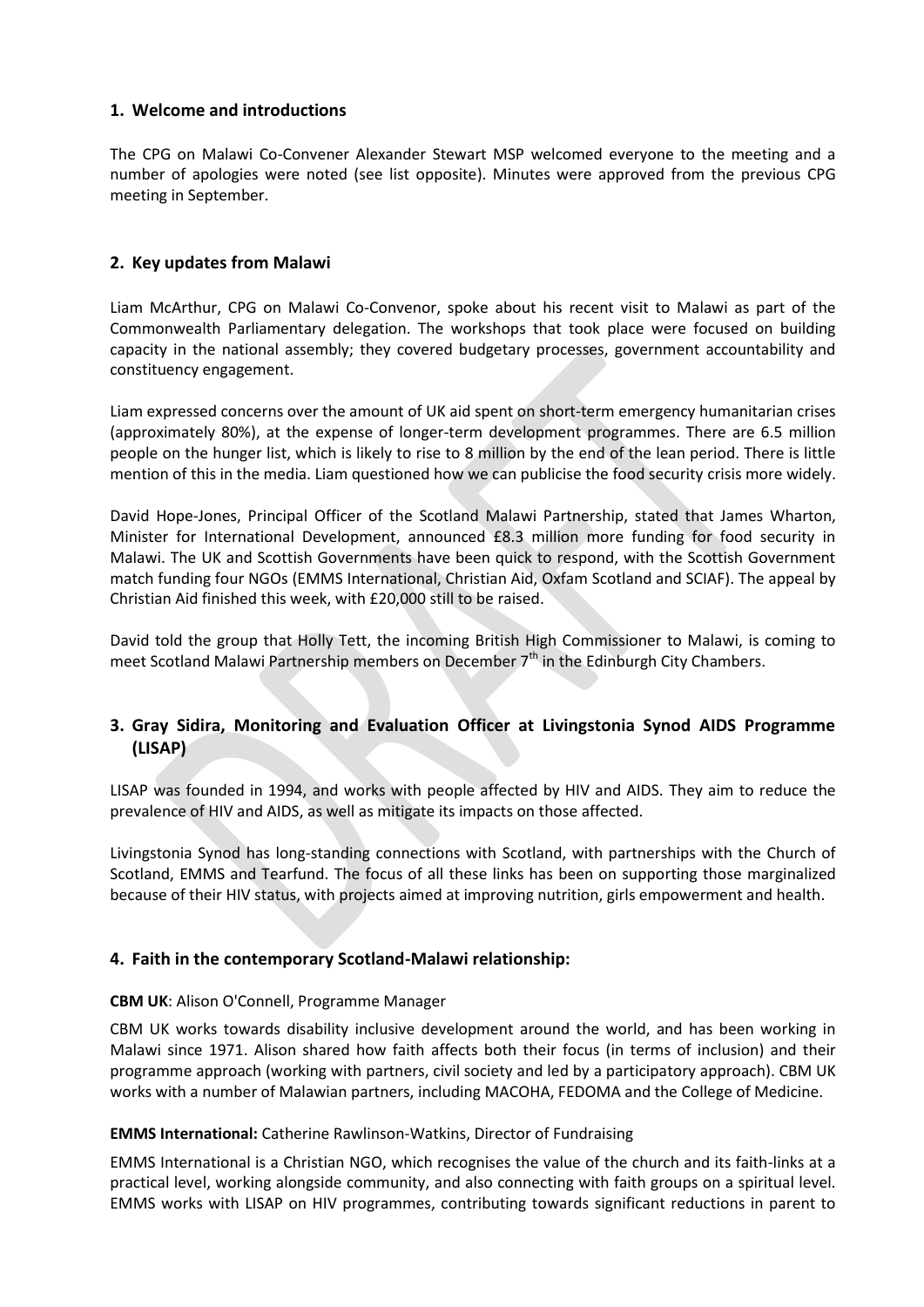## 1. Welcome and introductions

The CPG on Malawi Co-Convener Alexander Stewart MSP welcomed everyone to the meeting and a number of apologies were noted (see list opposite). Minutes were approved from the previous CPG meeting in September.

## 2. Key updates from Malawi

Liam McArthur, CPG on Malawi Co-Convenor, spoke about his recent visit to Malawi as part of the Commonwealth Parliamentary delegation. The workshops that took place were focused on building capacity in the national assembly; they covered budgetary processes, government accountability and constituency engagement.

Liam expressed concerns over the amount of UK aid spent on short-term emergency humanitarian crises (approximately 80%), at the expense of longer-term development programmes. There are 6.5 million people on the hunger list, which is likely to rise to 8 million by the end of the lean period. There is little mention of this in the media. Liam questioned how we can publicise the food security crisis more widely.

David Hope-Jones, Principal Officer of the Scotland Malawi Partnership, stated that James Wharton, Minister for International Development, announced £8.3 million more funding for food security in Malawi. The UK and Scottish Governments have been quick to respond, with the Scottish Government match funding four NGOs (EMMS International, Christian Aid, Oxfam Scotland and SCIAF). The appeal by Christian Aid finished this week, with £20,000 still to be raised.

David told the group that Holly Tett, the incoming British High Commissioner to Malawi, is coming to meet Scotland Malawi Partnership members on December 7th in the Edinburgh City Chambers.

## 3. Gray Sidira, Monitoring and Evaluation Officer at Livingstonia Synod AIDS Programme (LISAP)

LISAP was founded in 1994, and works with people affected by HIV and AIDS. They aim to reduce the prevalence of HIV and AIDS, as well as mitigate its impacts on those affected.

Livingstonia Synod has long-standing connections with Scotland, with partnerships with the Church of Scotland, EMMS and Tearfund. The focus of all these links has been on supporting those marginalized because of their HIV status, with projects aimed at improving nutrition, girls empowerment and health.

## 4. Faith in the contemporary Scotland-Malawi relationship:

**CBM UK**: Alison O'Connell, Programme Manager

CBM UK works towards disability inclusive development around the world, and has been working in Malawi since 1971. Alison shared how faith affects both their focus (in terms of inclusion) and their programme approach (working with partners, civil society and led by a participatory approach). CBM UK works with a number of Malawian partners, including MACOHA, FEDOMA and the College of Medicine.

**EMMS International:** Catherine Rawlinson-Watkins, Director of Fundraising

EMMS International is a Christian NGO, which recognises the value of the church and its faith-links at a practical level, working alongside community, and also connecting with faith groups on a spiritual level. EMMS works with LISAP on HIV programmes, contributing towards significant reductions in parent to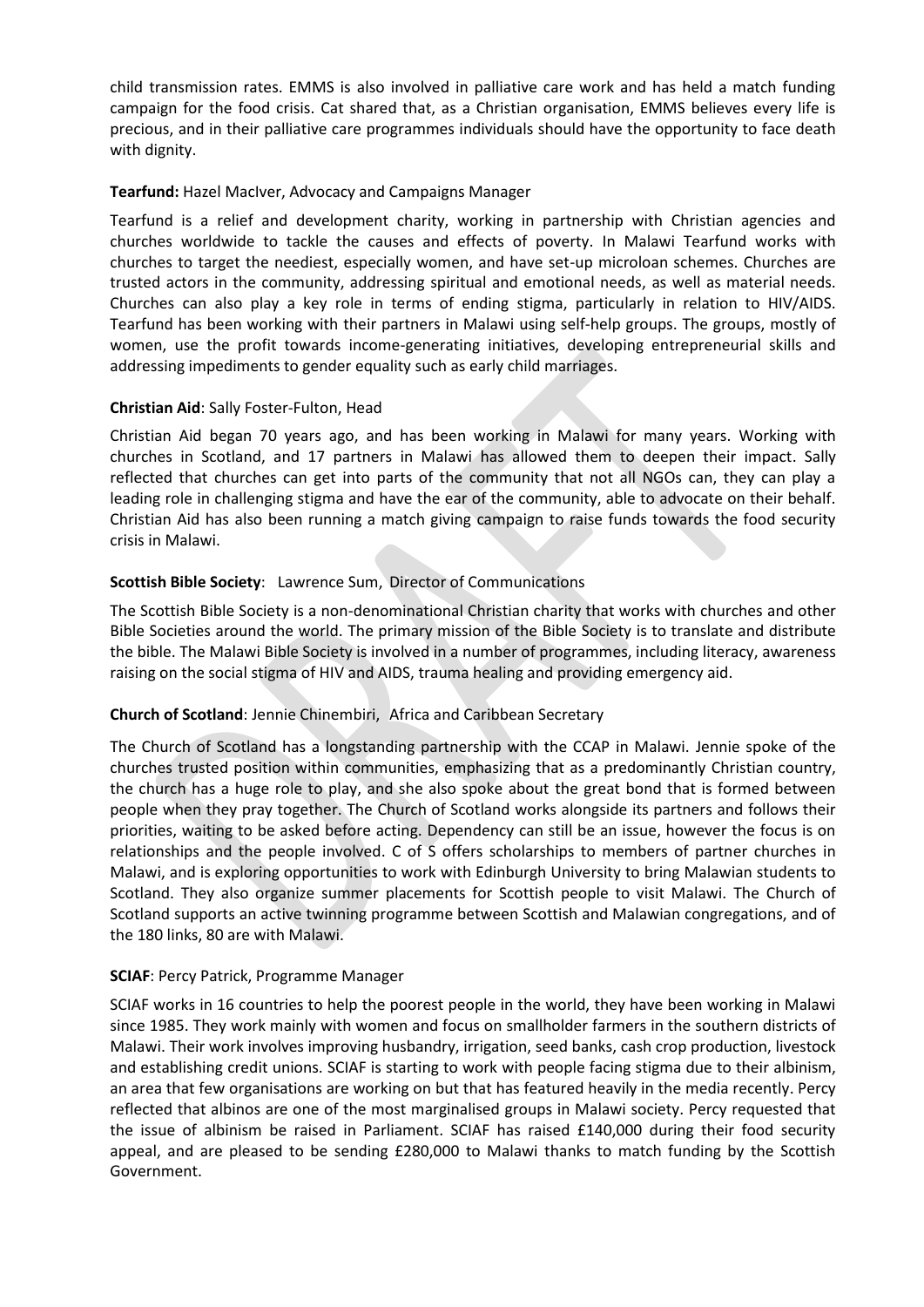child transmission rates. EMMS is also involved in palliative care work and has held a match funding campaign for the food crisis. Cat shared that, as a Christian organisation, EMMS believes every life is precious, and in their palliative care programmes individuals should have the opportunity to face death with dignity.

**Tearfund:** Hazel MacIver, Advocacy and Campaigns Manager

Tearfund is a relief and development charity, working in partnership with Christian agencies and churches worldwide to tackle the causes and effects of poverty. In Malawi Tearfund works with churches to target the neediest, especially women, and have set-up microloan schemes. Churches are trusted actors in the community, addressing spiritual and emotional needs, as well as material needs. Churches can also play a key role in terms of ending stigma, particularly in relation to HIV/AIDS. Tearfund has been working with their partners in Malawi using self-help groups. The groups, mostly of women, use the profit towards income-generating initiatives, developing entrepreneurial skills and addressing impediments to gender equality such as early child marriages.

**Christian Aid**: Sally Foster-Fulton, Head

Christian Aid began 70 years ago, and has been working in Malawi for many years. Working with churches in Scotland, and 17 partners in Malawi has allowed them to deepen their impact. Sally reflected that churches can get into parts of the community that not all NGOs can, they can play a leading role in challenging stigma and have the ear of the community, able to advocate on their behalf. Christian Aid has also been running a match giving campaign to raise funds towards the food security crisis in Malawi.

**Scottish Bible Society**: Lawrence Sum, Director of Communications

The Scottish Bible Society is a non-denominational Christian charity that works with churches and other Bible Societies around the world. The primary mission of the Bible Society is to translate and distribute the bible. The Malawi Bible Society is involved in a number of programmes, including literacy, awareness raising on the social stigma of HIV and AIDS, trauma healing and providing emergency aid.

**Church of Scotland**: Jennie Chinembiri, Africa and Caribbean Secretary

The Church of Scotland has a longstanding partnership with the CCAP in Malawi. Jennie spoke of the churches trusted position within communities, emphasizing that as a predominantly Christian country, the church has a huge role to play, and she also spoke about the great bond that is formed between people when they pray together. The Church of Scotland works alongside its partners and follows their priorities, waiting to be asked before acting. Dependency can still be an issue, however the focus is on relationships and the people involved. C of S offers scholarships to members of partner churches in Malawi, and is exploring opportunities to work with Edinburgh University to bring Malawian students to Scotland. They also organize summer placements for Scottish people to visit Malawi. The Church of Scotland supports an active twinning programme between Scottish and Malawian congregations, and of the 180 links, 80 are with Malawi.

**SCIAF**: Percy Patrick, Programme Manager

SCIAF works in 16 countries to help the poorest people in the world, they have been working in Malawi since 1985. They work mainly with women and focus on smallholder farmers in the southern districts of Malawi. Their work involves improving husbandry, irrigation, seed banks, cash crop production, livestock and establishing credit unions. SCIAF is starting to work with people facing stigma due to their albinism, an area that few organisations are working on but that has featured heavily in the media recently. Percy reflected that albinos are one of the most marginalised groups in Malawi society. Percy requested that the issue of albinism be raised in Parliament. SCIAF has raised £140,000 during their food security appeal, and are pleased to be sending £280,000 to Malawi thanks to match funding by the Scottish Government.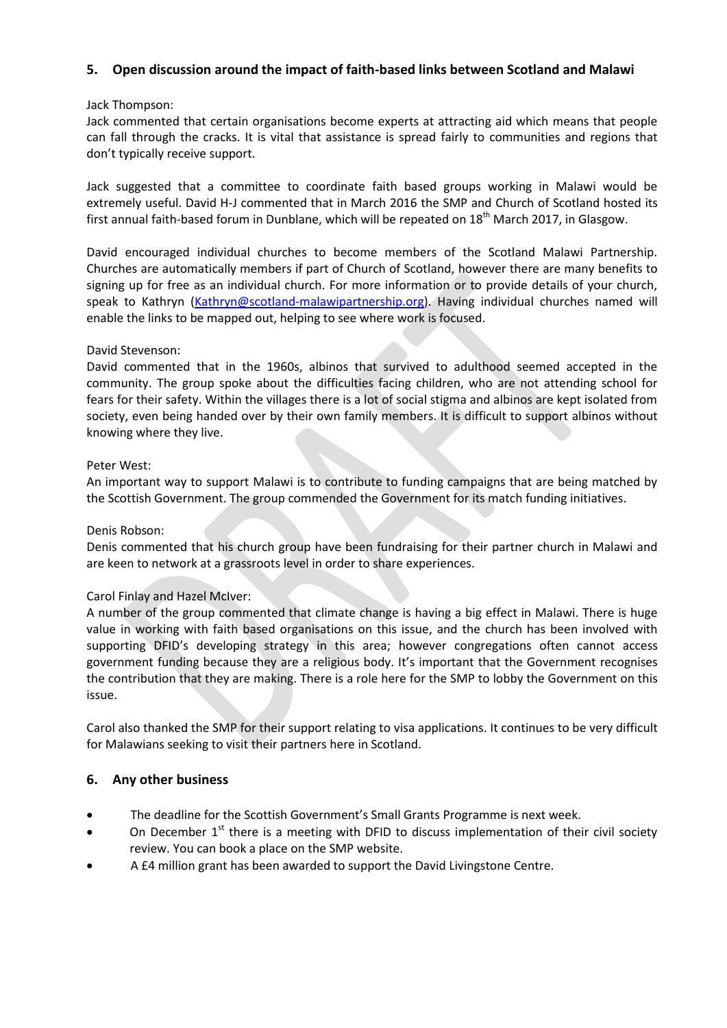## 5. Open discussion around the impact of faith-based links between Scotland and Malawi

Jack Thompson:
Jack commented that certain organisations become experts at attracting aid which means that people can fall through the cracks. It is vital that assistance is spread fairly to communities and regions that don't typically receive support.

Jack suggested that a committee to coordinate faith based groups working in Malawi would be extremely useful. David H-J commented that in March 2016 the SMP and Church of Scotland hosted its first annual faith-based forum in Dunblane, which will be repeated on 18th March 2017, in Glasgow.

David encouraged individual churches to become members of the Scotland Malawi Partnership. Churches are automatically members if part of Church of Scotland, however there are many benefits to signing up for free as an individual church. For more information or to provide details of your church, speak to Kathryn (Kathryn@scotland-malawipartnership.org). Having individual churches named will enable the links to be mapped out, helping to see where work is focused.

David Stevenson:
David commented that in the 1960s, albinos that survived to adulthood seemed accepted in the community. The group spoke about the difficulties facing children, who are not attending school for fears for their safety. Within the villages there is a lot of social stigma and albinos are kept isolated from society, even being handed over by their own family members. It is difficult to support albinos without knowing where they live.

Peter West:
An important way to support Malawi is to contribute to funding campaigns that are being matched by the Scottish Government. The group commended the Government for its match funding initiatives.

Denis Robson:
Denis commented that his church group have been fundraising for their partner church in Malawi and are keen to network at a grassroots level in order to share experiences.

Carol Finlay and Hazel McIver:
A number of the group commented that climate change is having a big effect in Malawi. There is huge value in working with faith based organisations on this issue, and the church has been involved with supporting DFID's developing strategy in this area; however congregations often cannot access government funding because they are a religious body. It's important that the Government recognises the contribution that they are making. There is a role here for the SMP to lobby the Government on this issue.

Carol also thanked the SMP for their support relating to visa applications. It continues to be very difficult for Malawians seeking to visit their partners here in Scotland.

## 6. Any other business

- The deadline for the Scottish Government's Small Grants Programme is next week.
- On December 1st there is a meeting with DFID to discuss implementation of their civil society review. You can book a place on the SMP website.
- A £4 million grant has been awarded to support the David Livingstone Centre.